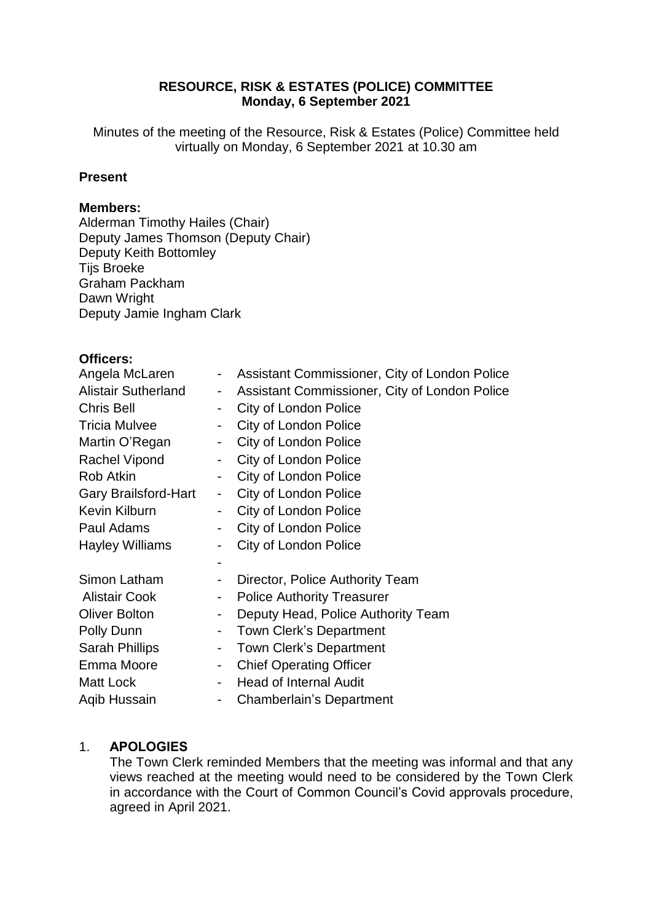**RESOURCE, RISK & ESTATES (POLICE) COMMITTEE**
**Monday, 6 September 2021**

Minutes of the meeting of the Resource, Risk & Estates (Police) Committee held virtually on Monday, 6 September 2021 at 10.30 am

**Present**

**Members:**
Alderman Timothy Hailes (Chair)
Deputy James Thomson (Deputy Chair)
Deputy Keith Bottomley
Tijs Broeke
Graham Packham
Dawn Wright
Deputy Jamie Ingham Clark

**Officers:**

| | | |
|---|---|---|
| Angela McLaren | - | Assistant Commissioner, City of London Police |
| Alistair Sutherland | - | Assistant Commissioner, City of London Police |
| Chris Bell | - | City of London Police |
| Tricia Mulvee | - | City of London Police |
| Martin O'Regan | - | City of London Police |
| Rachel Vipond | - | City of London Police |
| Rob Atkin | - | City of London Police |
| Gary Brailsford-Hart | - | City of London Police |
| Kevin Kilburn | - | City of London Police |
| Paul Adams | - | City of London Police |
| Hayley Williams | - | City of London Police |
| | - | |
| Simon Latham | - | Director, Police Authority Team |
| Alistair Cook | - | Police Authority Treasurer |
| Oliver Bolton | - | Deputy Head, Police Authority Team |
| Polly Dunn | - | Town Clerk's Department |
| Sarah Phillips | - | Town Clerk's Department |
| Emma Moore | - | Chief Operating Officer |
| Matt Lock | - | Head of Internal Audit |
| Aqib Hussain | - | Chamberlain's Department |

1. **APOLOGIES**
The Town Clerk reminded Members that the meeting was informal and that any views reached at the meeting would need to be considered by the Town Clerk in accordance with the Court of Common Council's Covid approvals procedure, agreed in April 2021.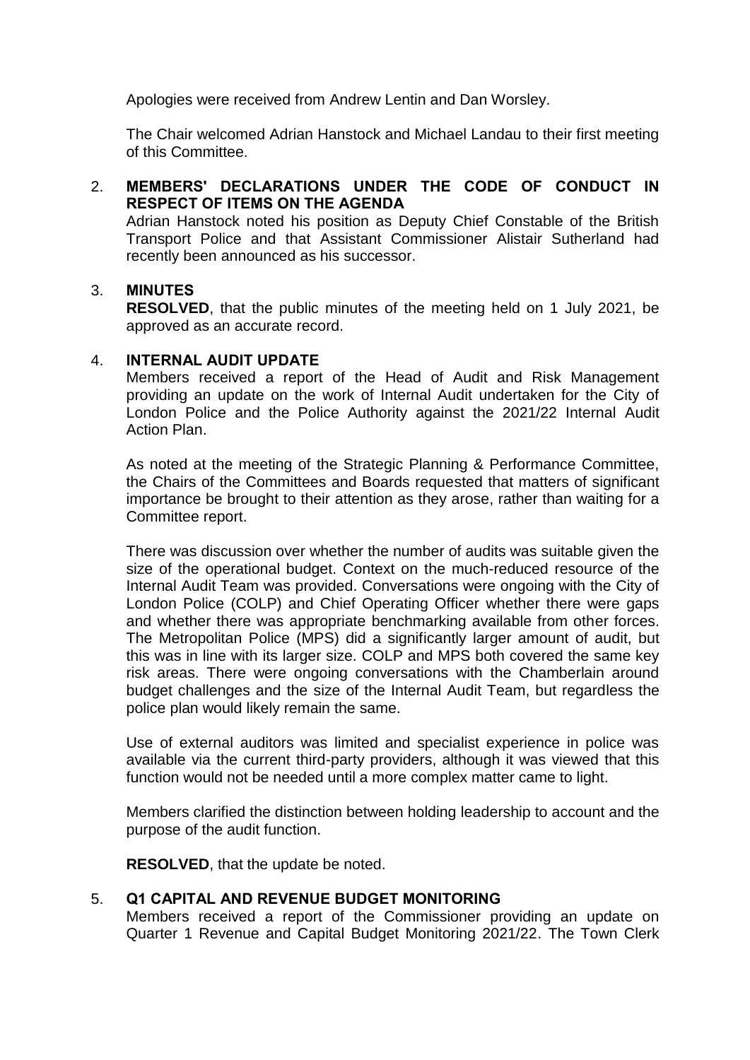Apologies were received from Andrew Lentin and Dan Worsley.

The Chair welcomed Adrian Hanstock and Michael Landau to their first meeting of this Committee.

2. **MEMBERS' DECLARATIONS UNDER THE CODE OF CONDUCT IN RESPECT OF ITEMS ON THE AGENDA**

   Adrian Hanstock noted his position as Deputy Chief Constable of the British Transport Police and that Assistant Commissioner Alistair Sutherland had recently been announced as his successor.

3. **MINUTES**

   **RESOLVED**, that the public minutes of the meeting held on 1 July 2021, be approved as an accurate record.

4. **INTERNAL AUDIT UPDATE**

   Members received a report of the Head of Audit and Risk Management providing an update on the work of Internal Audit undertaken for the City of London Police and the Police Authority against the 2021/22 Internal Audit Action Plan.

   As noted at the meeting of the Strategic Planning & Performance Committee, the Chairs of the Committees and Boards requested that matters of significant importance be brought to their attention as they arose, rather than waiting for a Committee report.

   There was discussion over whether the number of audits was suitable given the size of the operational budget. Context on the much-reduced resource of the Internal Audit Team was provided. Conversations were ongoing with the City of London Police (COLP) and Chief Operating Officer whether there were gaps and whether there was appropriate benchmarking available from other forces. The Metropolitan Police (MPS) did a significantly larger amount of audit, but this was in line with its larger size. COLP and MPS both covered the same key risk areas. There were ongoing conversations with the Chamberlain around budget challenges and the size of the Internal Audit Team, but regardless the police plan would likely remain the same.

   Use of external auditors was limited and specialist experience in police was available via the current third-party providers, although it was viewed that this function would not be needed until a more complex matter came to light.

   Members clarified the distinction between holding leadership to account and the purpose of the audit function.

   **RESOLVED**, that the update be noted.

5. **Q1 CAPITAL AND REVENUE BUDGET MONITORING**

   Members received a report of the Commissioner providing an update on Quarter 1 Revenue and Capital Budget Monitoring 2021/22. The Town Clerk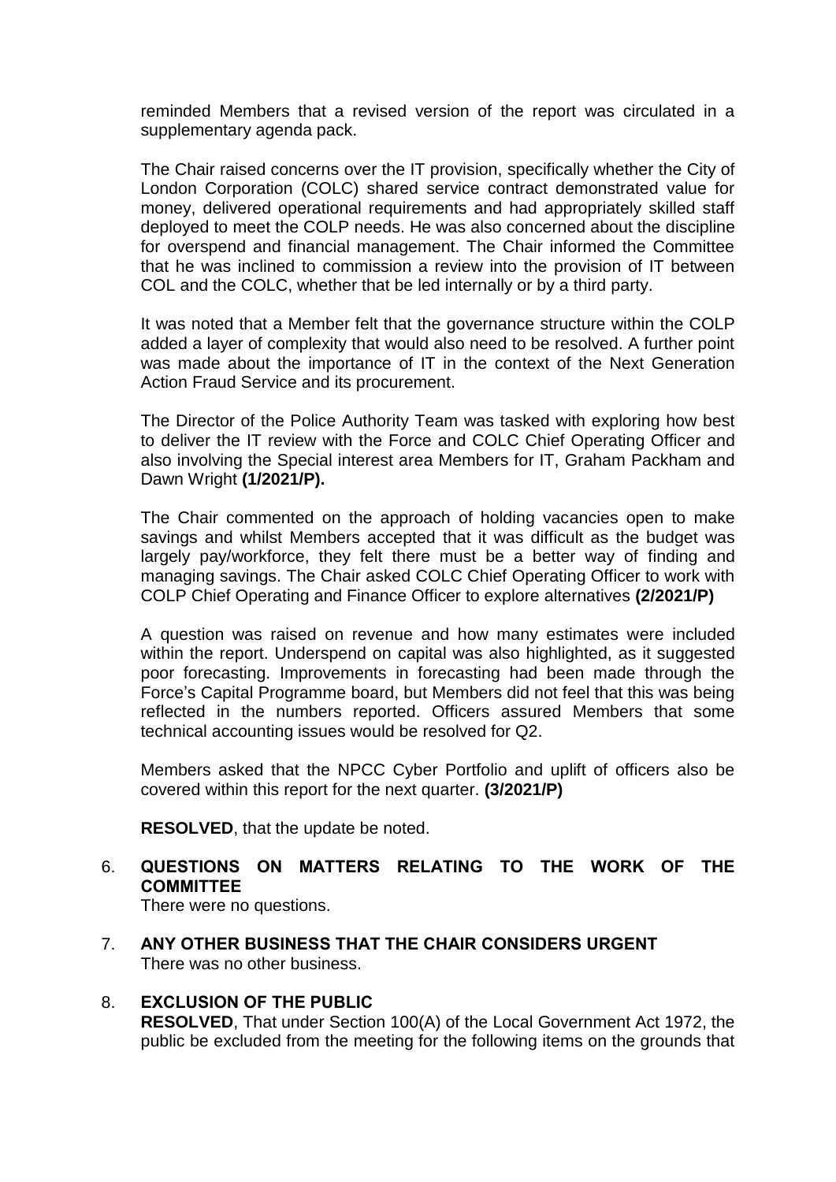reminded Members that a revised version of the report was circulated in a supplementary agenda pack.

The Chair raised concerns over the IT provision, specifically whether the City of London Corporation (COLC) shared service contract demonstrated value for money, delivered operational requirements and had appropriately skilled staff deployed to meet the COLP needs. He was also concerned about the discipline for overspend and financial management. The Chair informed the Committee that he was inclined to commission a review into the provision of IT between COL and the COLC, whether that be led internally or by a third party.

It was noted that a Member felt that the governance structure within the COLP added a layer of complexity that would also need to be resolved. A further point was made about the importance of IT in the context of the Next Generation Action Fraud Service and its procurement.

The Director of the Police Authority Team was tasked with exploring how best to deliver the IT review with the Force and COLC Chief Operating Officer and also involving the Special interest area Members for IT, Graham Packham and Dawn Wright **(1/2021/P).**

The Chair commented on the approach of holding vacancies open to make savings and whilst Members accepted that it was difficult as the budget was largely pay/workforce, they felt there must be a better way of finding and managing savings. The Chair asked COLC Chief Operating Officer to work with COLP Chief Operating and Finance Officer to explore alternatives **(2/2021/P)**

A question was raised on revenue and how many estimates were included within the report. Underspend on capital was also highlighted, as it suggested poor forecasting. Improvements in forecasting had been made through the Force's Capital Programme board, but Members did not feel that this was being reflected in the numbers reported. Officers assured Members that some technical accounting issues would be resolved for Q2.

Members asked that the NPCC Cyber Portfolio and uplift of officers also be covered within this report for the next quarter. **(3/2021/P)**

**RESOLVED**, that the update be noted.

6. **QUESTIONS ON MATTERS RELATING TO THE WORK OF THE COMMITTEE**
   There were no questions.

7. **ANY OTHER BUSINESS THAT THE CHAIR CONSIDERS URGENT**
   There was no other business.

8. **EXCLUSION OF THE PUBLIC**
   **RESOLVED**, That under Section 100(A) of the Local Government Act 1972, the public be excluded from the meeting for the following items on the grounds that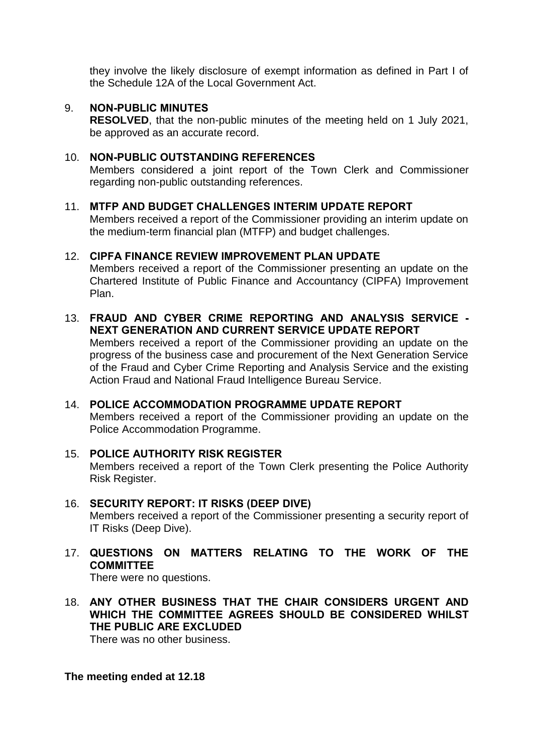they involve the likely disclosure of exempt information as defined in Part I of the Schedule 12A of the Local Government Act.

9. **NON-PUBLIC MINUTES**
   **RESOLVED**, that the non-public minutes of the meeting held on 1 July 2021, be approved as an accurate record.

10. **NON-PUBLIC OUTSTANDING REFERENCES**
    Members considered a joint report of the Town Clerk and Commissioner regarding non-public outstanding references.

11. **MTFP AND BUDGET CHALLENGES INTERIM UPDATE REPORT**
    Members received a report of the Commissioner providing an interim update on the medium-term financial plan (MTFP) and budget challenges.

12. **CIPFA FINANCE REVIEW IMPROVEMENT PLAN UPDATE**
    Members received a report of the Commissioner presenting an update on the Chartered Institute of Public Finance and Accountancy (CIPFA) Improvement Plan.

13. **FRAUD AND CYBER CRIME REPORTING AND ANALYSIS SERVICE - NEXT GENERATION AND CURRENT SERVICE UPDATE REPORT**
    Members received a report of the Commissioner providing an update on the progress of the business case and procurement of the Next Generation Service of the Fraud and Cyber Crime Reporting and Analysis Service and the existing Action Fraud and National Fraud Intelligence Bureau Service.

14. **POLICE ACCOMMODATION PROGRAMME UPDATE REPORT**
    Members received a report of the Commissioner providing an update on the Police Accommodation Programme.

15. **POLICE AUTHORITY RISK REGISTER**
    Members received a report of the Town Clerk presenting the Police Authority Risk Register.

16. **SECURITY REPORT: IT RISKS (DEEP DIVE)**
    Members received a report of the Commissioner presenting a security report of IT Risks (Deep Dive).

17. **QUESTIONS ON MATTERS RELATING TO THE WORK OF THE COMMITTEE**
    There were no questions.

18. **ANY OTHER BUSINESS THAT THE CHAIR CONSIDERS URGENT AND WHICH THE COMMITTEE AGREES SHOULD BE CONSIDERED WHILST THE PUBLIC ARE EXCLUDED**
    There was no other business.

**The meeting ended at 12.18**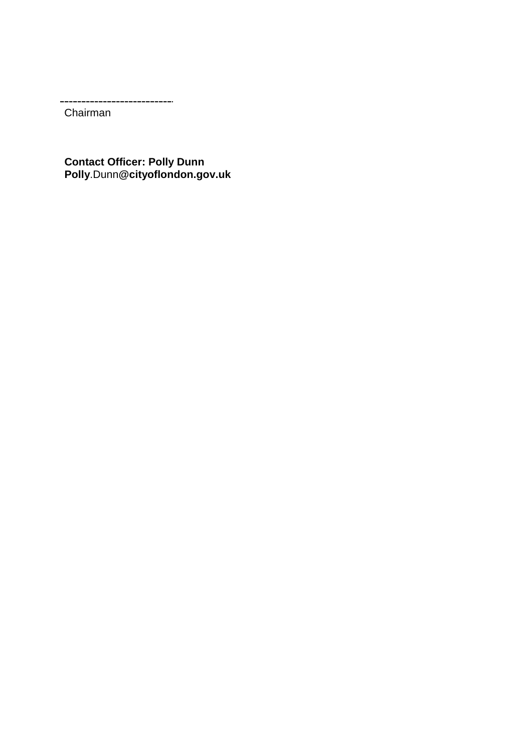----------------------------

Chairman

**Contact Officer: Polly Dunn**
**Polly**.Dunn@**cityoflondon.gov.uk**